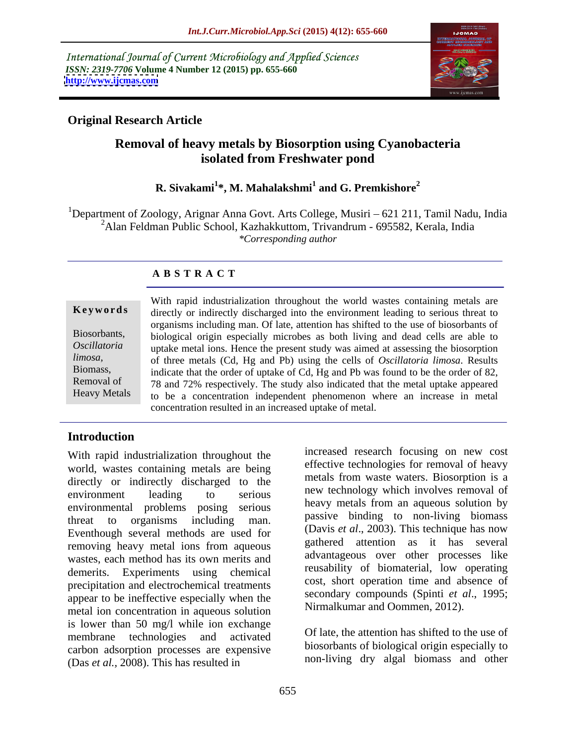International Journal of Current Microbiology and Applied Sciences
*ISSN: 2319-7706* **Volume 4 Number 12 (2015) pp. 655-660**
**http://www.ijcmas.com**

**Original Research Article**

# Removal of heavy metals by Biosorption using Cyanobacteria isolated from Freshwater pond

**R. Sivakami[1]\*, M. Mahalakshmi[1] and G. Premkishore[2]**

[1]Department of Zoology, Arignar Anna Govt. Arts College, Musiri – 621 211, Tamil Nadu, India
[2]Alan Feldman Public School, Kazhakkuttom, Trivandrum - 695582, Kerala, India
*\*Corresponding author*

## A B S T R A C T

**Keywords**

Biosorbants, *Oscillatoria limosa*, Biomass, Removal of Heavy Metals

With rapid industrialization throughout the world wastes containing metals are directly or indirectly discharged into the environment leading to serious threat to organisms including man. Of late, attention has shifted to the use of biosorbants of biological origin especially microbes as both living and dead cells are able to uptake metal ions. Hence the present study was aimed at assessing the biosorption of three metals (Cd, Hg and Pb) using the cells of *Oscillatoria limosa*. Results indicate that the order of uptake of Cd, Hg and Pb was found to be the order of 82, 78 and 72% respectively. The study also indicated that the metal uptake appeared to be a concentration independent phenomenon where an increase in metal concentration resulted in an increased uptake of metal.

## Introduction

With rapid industrialization throughout the world, wastes containing metals are being directly or indirectly discharged to the environment leading to serious environmental problems posing serious threat to organisms including man. Eventhough several methods are used for removing heavy metal ions from aqueous wastes, each method has its own merits and demerits. Experiments using chemical precipitation and electrochemical treatments appear to be ineffective especially when the metal ion concentration in aqueous solution is lower than 50 mg/l while ion exchange membrane technologies and activated carbon adsorption processes are expensive (Das *et al.,* 2008). This has resulted in increased research focusing on new cost effective technologies for removal of heavy metals from waste waters. Biosorption is a new technology which involves removal of heavy metals from an aqueous solution by passive binding to non-living biomass (Davis *et al*., 2003). This technique has now gathered attention as it has several advantageous over other processes like reusability of biomaterial, low operating cost, short operation time and absence of secondary compounds (Spinti *et al*., 1995; Nirmalkumar and Oommen, 2012).

Of late, the attention has shifted to the use of biosorbants of biological origin especially to non-living dry algal biomass and other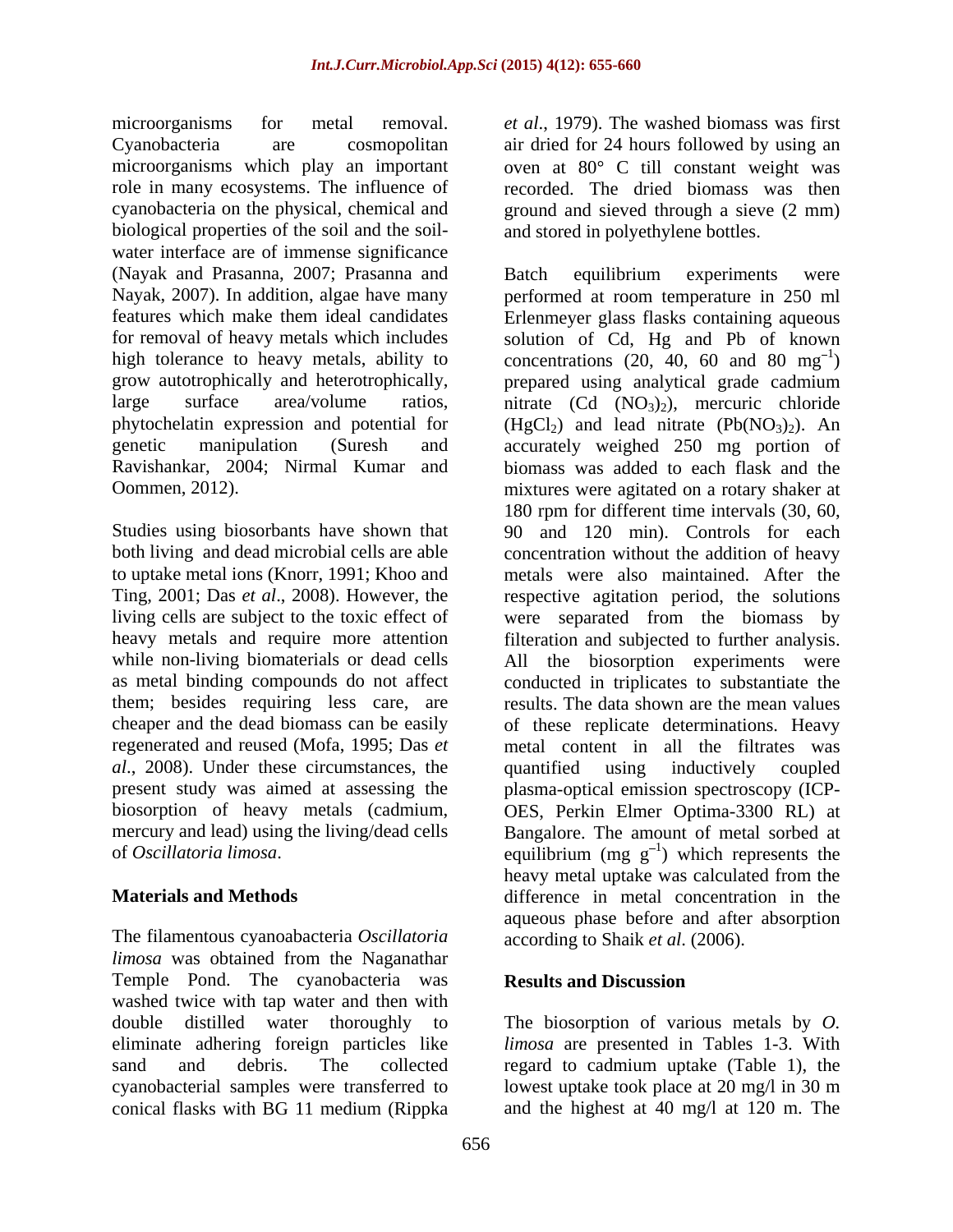microorganisms for metal removal. Cyanobacteria are cosmopolitan microorganisms which play an important role in many ecosystems. The influence of cyanobacteria on the physical, chemical and biological properties of the soil and the soil-water interface are of immense significance (Nayak and Prasanna, 2007; Prasanna and Nayak, 2007). In addition, algae have many features which make them ideal candidates for removal of heavy metals which includes high tolerance to heavy metals, ability to grow autotrophically and heterotrophically, large surface area/volume ratios, phytochelatin expression and potential for genetic manipulation (Suresh and Ravishankar, 2004; Nirmal Kumar and Oommen, 2012).

Studies using biosorbants have shown that both living and dead microbial cells are able to uptake metal ions (Knorr, 1991; Khoo and Ting, 2001; Das *et al*., 2008). However, the living cells are subject to the toxic effect of heavy metals and require more attention while non-living biomaterials or dead cells as metal binding compounds do not affect them; besides requiring less care, are cheaper and the dead biomass can be easily regenerated and reused (Mofa, 1995; Das *et al*., 2008). Under these circumstances, the present study was aimed at assessing the biosorption of heavy metals (cadmium, mercury and lead) using the living/dead cells of *Oscillatoria limosa*.

## Materials and Methods

The filamentous cyanoabacteria *Oscillatoria limosa* was obtained from the Naganathar Temple Pond. The cyanobacteria was washed twice with tap water and then with double distilled water thoroughly to eliminate adhering foreign particles like sand and debris. The collected cyanobacterial samples were transferred to conical flasks with BG 11 medium (Rippka *et al*., 1979). The washed biomass was first air dried for 24 hours followed by using an oven at 80° C till constant weight was recorded. The dried biomass was then ground and sieved through a sieve (2 mm) and stored in polyethylene bottles.

Batch equilibrium experiments were performed at room temperature in 250 ml Erlenmeyer glass flasks containing aqueous solution of Cd, Hg and Pb of known concentrations (20, 40, 60 and 80 $mg^{-1}$) prepared using analytical grade cadmium nitrate ($Cd(NO_3)_2$), mercuric chloride ($HgCl_2$) and lead nitrate ($Pb(NO_3)_2$). An accurately weighed 250 mg portion of biomass was added to each flask and the mixtures were agitated on a rotary shaker at 180 rpm for different time intervals (30, 60, 90 and 120 min). Controls for each concentration without the addition of heavy metals were also maintained. After the respective agitation period, the solutions were separated from the biomass by filteration and subjected to further analysis. All the biosorption experiments were conducted in triplicates to substantiate the results. The data shown are the mean values of these replicate determinations. Heavy metal content in all the filtrates was quantified using inductively coupled plasma-optical emission spectroscopy (ICP-OES, Perkin Elmer Optima-3300 RL) at Bangalore. The amount of metal sorbed at equilibrium (mg $g^{-1}$) which represents the heavy metal uptake was calculated from the difference in metal concentration in the aqueous phase before and after absorption according to Shaik *et al*. (2006).

## Results and Discussion

The biosorption of various metals by *O. limosa* are presented in Tables 1-3. With regard to cadmium uptake (Table 1), the lowest uptake took place at 20 mg/l in 30 m and the highest at 40 mg/l at 120 m. The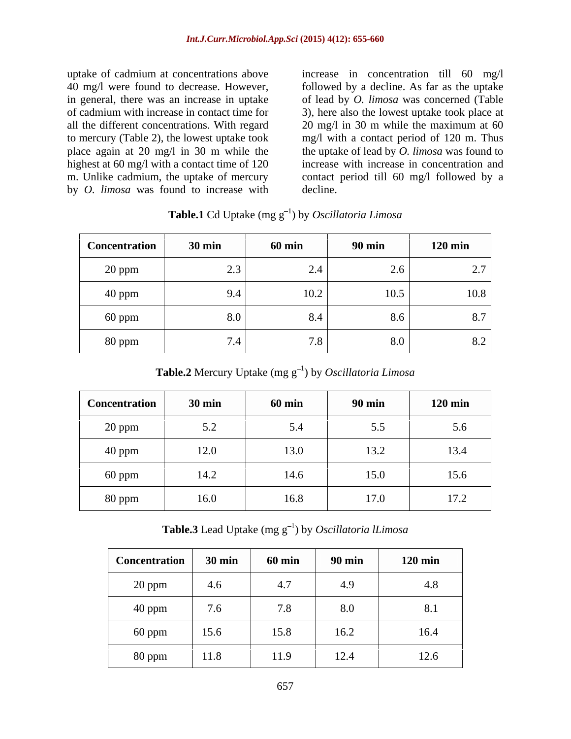uptake of cadmium at concentrations above 40 mg/l were found to decrease. However, in general, there was an increase in uptake of cadmium with increase in contact time for all the different concentrations. With regard to mercury (Table 2), the lowest uptake took place again at 20 mg/l in 30 m while the highest at 60 mg/l with a contact time of 120 m. Unlike cadmium, the uptake of mercury by *O. limosa* was found to increase with increase in concentration till 60 mg/l followed by a decline. As far as the uptake of lead by *O. limosa* was concerned (Table 3), here also the lowest uptake took place at 20 mg/l in 30 m while the maximum at 60 mg/l with a contact period of 120 m. Thus the uptake of lead by *O. limosa* was found to increase with increase in concentration and contact period till 60 mg/l followed by a decline.

**Table.1** Cd Uptake (mg $g^{-1}$) by *Oscillatoria Limosa*

| Concentration | 30 min | 60 min | 90 min | 120 min |
|---|---|---|---|---|
| 20 ppm | 2.3 | 2.4 | 2.6 | 2.7 |
| 40 ppm | 9.4 | 10.2 | 10.5 | 10.8 |
| 60 ppm | 8.0 | 8.4 | 8.6 | 8.7 |
| 80 ppm | 7.4 | 7.8 | 8.0 | 8.2 |

**Table.2** Mercury Uptake (mg $g^{-1}$) by *Oscillatoria Limosa*

| Concentration | 30 min | 60 min | 90 min | 120 min |
|---|---|---|---|---|
| 20 ppm | 5.2 | 5.4 | 5.5 | 5.6 |
| 40 ppm | 12.0 | 13.0 | 13.2 | 13.4 |
| 60 ppm | 14.2 | 14.6 | 15.0 | 15.6 |
| 80 ppm | 16.0 | 16.8 | 17.0 | 17.2 |

**Table.3** Lead Uptake (mg $g^{-1}$) by *Oscillatoria lLimosa*

| Concentration | 30 min | 60 min | 90 min | 120 min |
|---|---|---|---|---|
| 20 ppm | 4.6 | 4.7 | 4.9 | 4.8 |
| 40 ppm | 7.6 | 7.8 | 8.0 | 8.1 |
| 60 ppm | 15.6 | 15.8 | 16.2 | 16.4 |
| 80 ppm | 11.8 | 11.9 | 12.4 | 12.6 |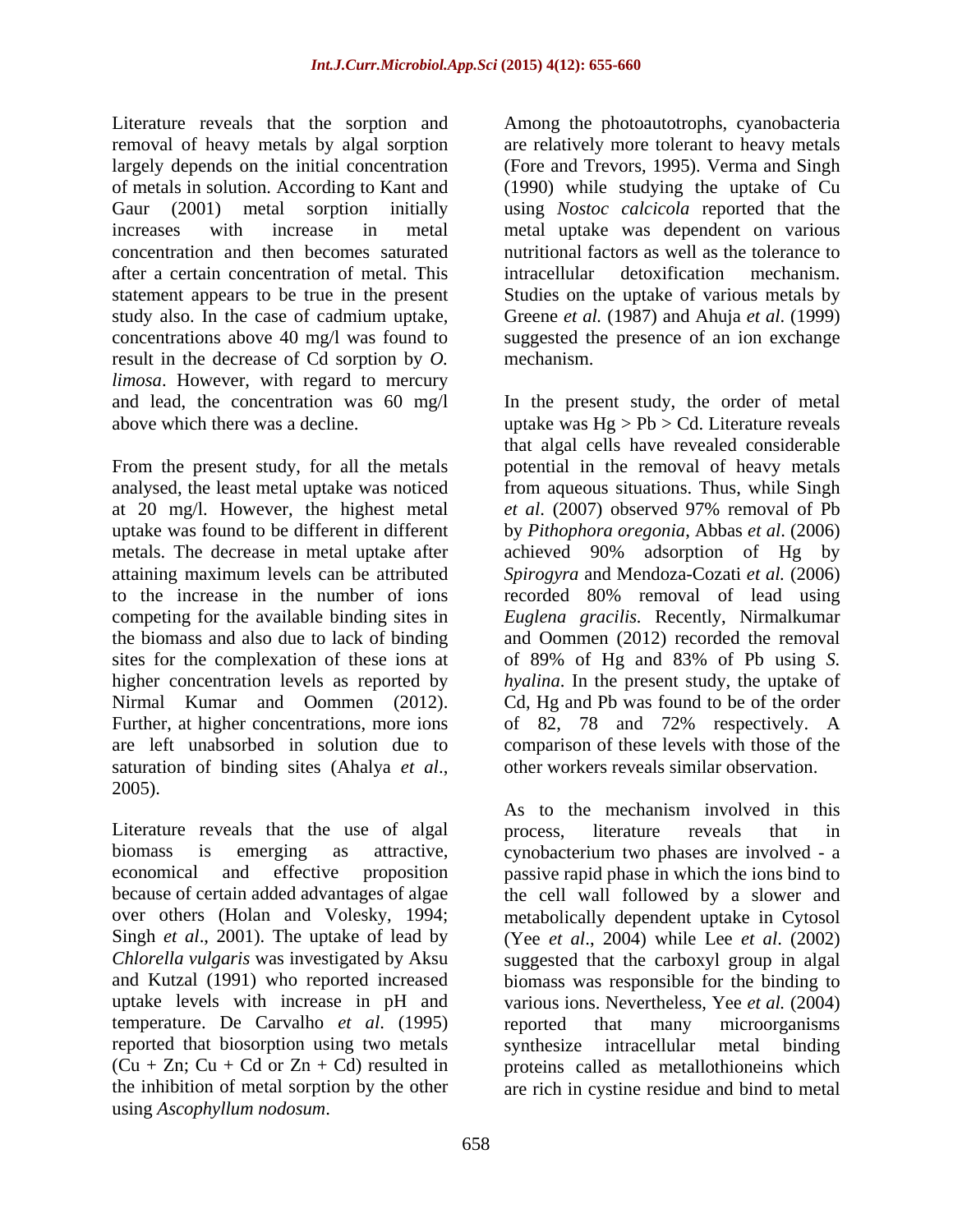Literature reveals that the sorption and removal of heavy metals by algal sorption largely depends on the initial concentration of metals in solution. According to Kant and Gaur (2001) metal sorption initially increases with increase in metal concentration and then becomes saturated after a certain concentration of metal. This statement appears to be true in the present study also. In the case of cadmium uptake, concentrations above 40 mg/l was found to result in the decrease of Cd sorption by *O. limosa*. However, with regard to mercury and lead, the concentration was 60 mg/l above which there was a decline.

From the present study, for all the metals analysed, the least metal uptake was noticed at 20 mg/l. However, the highest metal uptake was found to be different in different metals. The decrease in metal uptake after attaining maximum levels can be attributed to the increase in the number of ions competing for the available binding sites in the biomass and also due to lack of binding sites for the complexation of these ions at higher concentration levels as reported by Nirmal Kumar and Oommen (2012). Further, at higher concentrations, more ions are left unabsorbed in solution due to saturation of binding sites (Ahalya *et al*., 2005).

Literature reveals that the use of algal biomass is emerging as attractive, economical and effective proposition because of certain added advantages of algae over others (Holan and Volesky, 1994; Singh *et al*., 2001). The uptake of lead by *Chlorella vulgaris* was investigated by Aksu and Kutzal (1991) who reported increased uptake levels with increase in pH and temperature. De Carvalho *et al*. (1995) reported that biosorption using two metals (Cu + Zn; Cu + Cd or Zn + Cd) resulted in the inhibition of metal sorption by the other using *Ascophyllum nodosum*.

Among the photoautotrophs, cyanobacteria are relatively more tolerant to heavy metals (Fore and Trevors, 1995). Verma and Singh (1990) while studying the uptake of Cu using *Nostoc calcicola* reported that the metal uptake was dependent on various nutritional factors as well as the tolerance to intracellular detoxification mechanism. Studies on the uptake of various metals by Greene *et al.* (1987) and Ahuja *et al*. (1999) suggested the presence of an ion exchange mechanism.

In the present study, the order of metal uptake was Hg > Pb > Cd. Literature reveals that algal cells have revealed considerable potential in the removal of heavy metals from aqueous situations. Thus, while Singh *et al*. (2007) observed 97% removal of Pb by *Pithophora oregonia*, Abbas *et al*. (2006) achieved 90% adsorption of Hg by *Spirogyra* and Mendoza-Cozati *et al.* (2006) recorded 80% removal of lead using *Euglena gracilis*. Recently, Nirmalkumar and Oommen (2012) recorded the removal of 89% of Hg and 83% of Pb using *S. hyalina*. In the present study, the uptake of Cd, Hg and Pb was found to be of the order of 82, 78 and 72% respectively. A comparison of these levels with those of the other workers reveals similar observation.

As to the mechanism involved in this process, literature reveals that in cynobacterium two phases are involved - a passive rapid phase in which the ions bind to the cell wall followed by a slower and metabolically dependent uptake in Cytosol (Yee *et al*., 2004) while Lee *et al*. (2002) suggested that the carboxyl group in algal biomass was responsible for the binding to various ions. Nevertheless, Yee *et al.* (2004) reported that many microorganisms synthesize intracellular metal binding proteins called as metallothioneins which are rich in cystine residue and bind to metal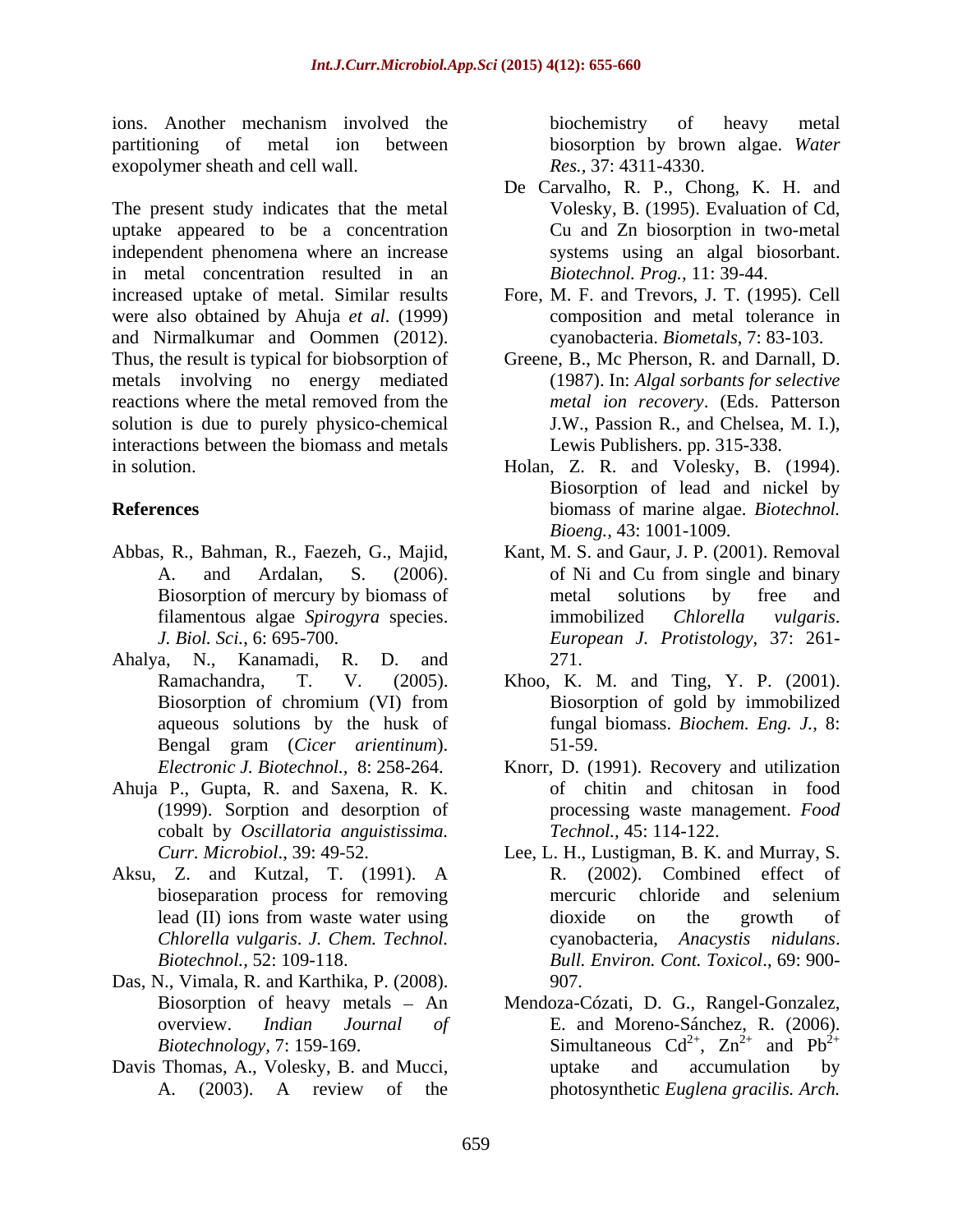ions. Another mechanism involved the partitioning of metal ion between exopolymer sheath and cell wall.

The present study indicates that the metal uptake appeared to be a concentration independent phenomena where an increase in metal concentration resulted in an increased uptake of metal. Similar results were also obtained by Ahuja *et al*. (1999) and Nirmalkumar and Oommen (2012). Thus, the result is typical for biobsorption of metals involving no energy mediated reactions where the metal removed from the solution is due to purely physico-chemical interactions between the biomass and metals in solution.

## References

Abbas, R., Bahman, R., Faezeh, G., Majid, A. and Ardalan, S. (2006). Biosorption of mercury by biomass of filamentous algae *Spirogyra* species. *J. Biol. Sci.*, 6: 695-700.

Ahalya, N., Kanamadi, R. D. and Ramachandra, T. V. (2005). Biosorption of chromium (VI) from aqueous solutions by the husk of Bengal gram (*Cicer arientinum*). *Electronic J. Biotechnol.,* 8: 258-264.

Ahuja P., Gupta, R. and Saxena, R. K. (1999). Sorption and desorption of cobalt by *Oscillatoria anguistissima. Curr. Microbiol*., 39: 49-52.

Aksu, Z. and Kutzal, T. (1991). A bioseparation process for removing lead (II) ions from waste water using *Chlorella vulgaris*. *J. Chem. Technol. Biotechnol.,* 52: 109-118.

Das, N., Vimala, R. and Karthika, P. (2008). Biosorption of heavy metals – An overview. *Indian Journal of Biotechnology,* 7: 159-169.

Davis Thomas, A., Volesky, B. and Mucci, A. (2003). A review of the biochemistry of heavy metal biosorption by brown algae. *Water Res.,* 37: 4311-4330.

De Carvalho, R. P., Chong, K. H. and Volesky, B. (1995). Evaluation of Cd, Cu and Zn biosorption in two-metal systems using an algal biosorbant. *Biotechnol. Prog.,* 11: 39-44.

Fore, M. F. and Trevors, J. T. (1995). Cell composition and metal tolerance in cyanobacteria. *Biometals*, 7: 83-103.

Greene, B., Mc Pherson, R. and Darnall, D. (1987). In: *Algal sorbants for selective metal ion recovery*. (Eds. Patterson J.W., Passion R., and Chelsea, M. I.), Lewis Publishers. pp. 315-338.

Holan, Z. R. and Volesky, B. (1994). Biosorption of lead and nickel by biomass of marine algae. *Biotechnol. Bioeng.,* 43: 1001-1009.

Kant, M. S. and Gaur, J. P. (2001). Removal of Ni and Cu from single and binary metal solutions by free and immobilized *Chlorella vulgaris*. *European J. Protistology,* 37: 261-271.

Khoo, K. M. and Ting, Y. P. (2001). Biosorption of gold by immobilized fungal biomass. *Biochem. Eng. J.,* 8: 51-59.

Knorr, D. (1991). Recovery and utilization of chitin and chitosan in food processing waste management. *Food Technol.,* 45: 114-122.

Lee, L. H., Lustigman, B. K. and Murray, S. R. (2002). Combined effect of mercuric chloride and selenium dioxide on the growth of cyanobacteria, *Anacystis nidulans*. *Bull. Environ. Cont. Toxicol*., 69: 900-907.

Mendoza-Cózati, D. G., Rangel-Gonzalez, E. and Moreno-Sánchez, R. (2006). Simultaneous $Cd^{2+}$, $Zn^{2+}$ and $Pb^{2+}$ uptake and accumulation by photosynthetic *Euglena gracilis. Arch.*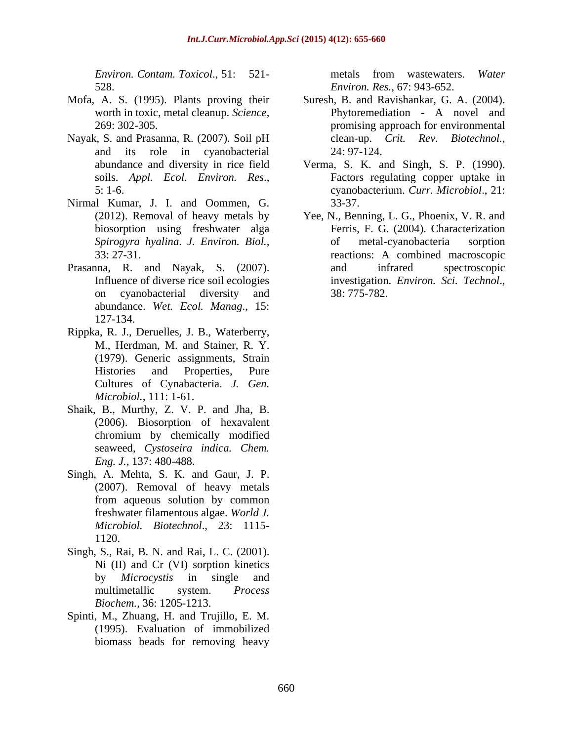*Environ. Contam. Toxicol*., 51: 521-528.

Mofa, A. S. (1995). Plants proving their worth in toxic, metal cleanup. *Science*, 269: 302-305.

Nayak, S. and Prasanna, R. (2007). Soil pH and its role in cyanobacterial abundance and diversity in rice field soils. *Appl. Ecol. Environ. Res*., 5: 1-6.

Nirmal Kumar, J. I. and Oommen, G. (2012). Removal of heavy metals by biosorption using freshwater alga *Spirogyra hyalina*. *J. Environ. Biol.*, 33: 27-31.

Prasanna, R. and Nayak, S. (2007). Influence of diverse rice soil ecologies on cyanobacterial diversity and abundance. *Wet. Ecol. Manag*., 15: 127-134.

Rippka, R. J., Deruelles, J. B., Waterberry, M., Herdman, M. and Stainer, R. Y. (1979). Generic assignments, Strain Histories and Properties, Pure Cultures of Cynabacteria. *J. Gen. Microbiol.,* 111: 1-61.

Shaik, B., Murthy, Z. V. P. and Jha, B. (2006). Biosorption of hexavalent chromium by chemically modified seaweed, *Cystoseira indica. Chem. Eng. J.,* 137: 480-488.

Singh, A. Mehta, S. K. and Gaur, J. P. (2007). Removal of heavy metals from aqueous solution by common freshwater filamentous algae. *World J. Microbiol. Biotechnol*., 23: 1115-1120.

Singh, S., Rai, B. N. and Rai, L. C. (2001). Ni (II) and Cr (VI) sorption kinetics by *Microcystis* in single and multimetallic system. *Process Biochem.,* 36: 1205-1213.

Spinti, M., Zhuang, H. and Trujillo, E. M. (1995). Evaluation of immobilized biomass beads for removing heavy metals from wastewaters. *Water Environ. Res.*, 67: 943-652.

Suresh, B. and Ravishankar, G. A. (2004). Phytoremediation - A novel and promising approach for environmental clean-up. *Crit. Rev. Biotechnol.*, 24: 97-124.

Verma, S. K. and Singh, S. P. (1990). Factors regulating copper uptake in cyanobacterium. *Curr. Microbiol*., 21: 33-37.

Yee, N., Benning, L. G., Phoenix, V. R. and Ferris, F. G. (2004). Characterization of metal-cyanobacteria sorption reactions: A combined macroscopic and infrared spectroscopic investigation. *Environ. Sci. Technol*., 38: 775-782.